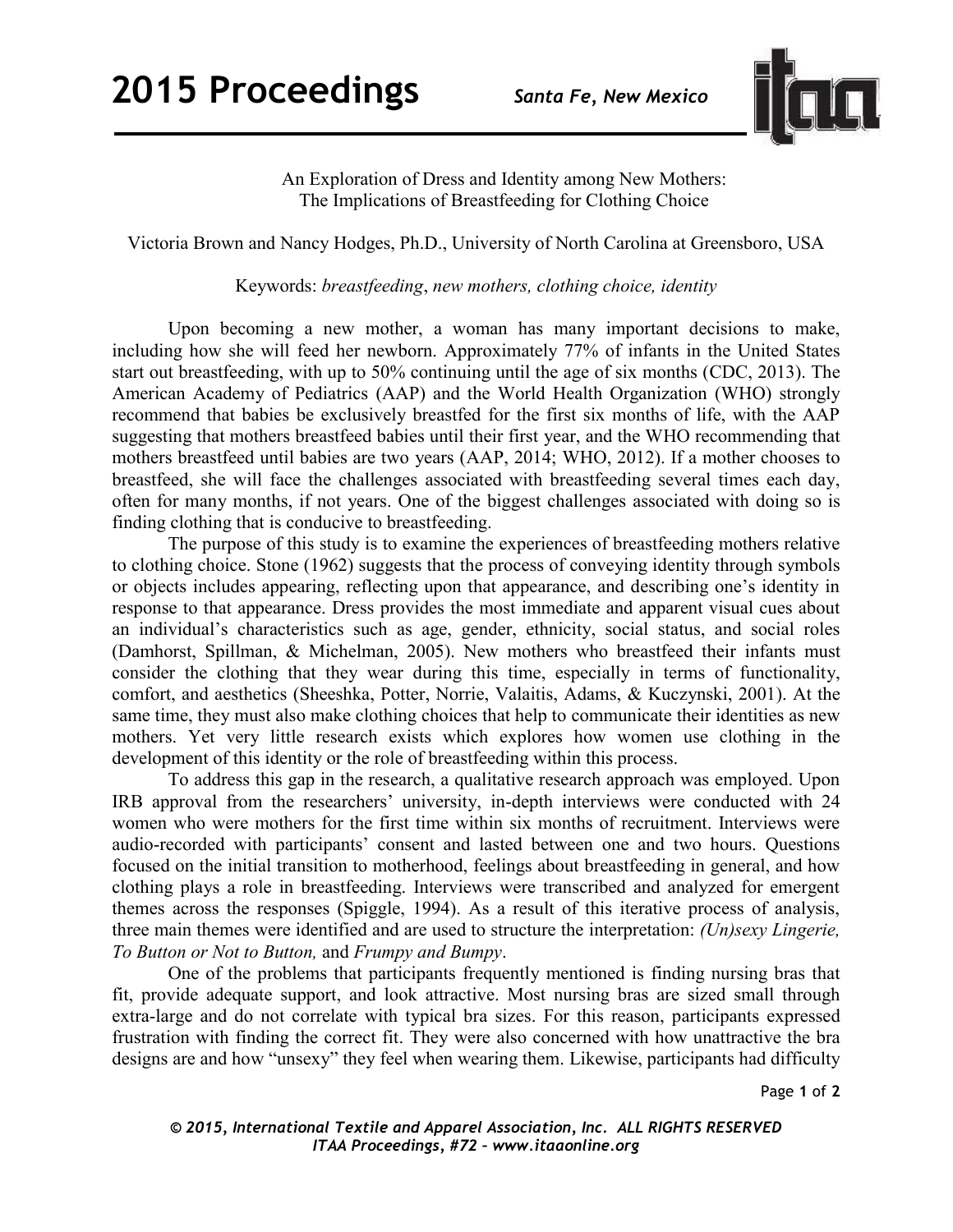# An Exploration of Dress and Identity among New Mothers: The Implications of Breastfeeding for Clothing Choice

Victoria Brown and Nancy Hodges, Ph.D., University of North Carolina at Greensboro, USA

Keywords: *breastfeeding*, *new mothers, clothing choice, identity*

Upon becoming a new mother, a woman has many important decisions to make, including how she will feed her newborn. Approximately 77% of infants in the United States start out breastfeeding, with up to 50% continuing until the age of six months (CDC, 2013). The American Academy of Pediatrics (AAP) and the World Health Organization (WHO) strongly recommend that babies be exclusively breastfed for the first six months of life, with the AAP suggesting that mothers breastfeed babies until their first year, and the WHO recommending that mothers breastfeed until babies are two years (AAP, 2014; WHO, 2012). If a mother chooses to breastfeed, she will face the challenges associated with breastfeeding several times each day, often for many months, if not years. One of the biggest challenges associated with doing so is finding clothing that is conducive to breastfeeding.

The purpose of this study is to examine the experiences of breastfeeding mothers relative to clothing choice. Stone (1962) suggests that the process of conveying identity through symbols or objects includes appearing, reflecting upon that appearance, and describing one's identity in response to that appearance. Dress provides the most immediate and apparent visual cues about an individual's characteristics such as age, gender, ethnicity, social status, and social roles (Damhorst, Spillman, & Michelman, 2005). New mothers who breastfeed their infants must consider the clothing that they wear during this time, especially in terms of functionality, comfort, and aesthetics (Sheeshka, Potter, Norrie, Valaitis, Adams, & Kuczynski, 2001). At the same time, they must also make clothing choices that help to communicate their identities as new mothers. Yet very little research exists which explores how women use clothing in the development of this identity or the role of breastfeeding within this process.

To address this gap in the research, a qualitative research approach was employed. Upon IRB approval from the researchers' university, in-depth interviews were conducted with 24 women who were mothers for the first time within six months of recruitment. Interviews were audio-recorded with participants' consent and lasted between one and two hours. Questions focused on the initial transition to motherhood, feelings about breastfeeding in general, and how clothing plays a role in breastfeeding. Interviews were transcribed and analyzed for emergent themes across the responses (Spiggle, 1994). As a result of this iterative process of analysis, three main themes were identified and are used to structure the interpretation: *(Un)sexy Lingerie, To Button or Not to Button,* and *Frumpy and Bumpy*.

One of the problems that participants frequently mentioned is finding nursing bras that fit, provide adequate support, and look attractive. Most nursing bras are sized small through extra-large and do not correlate with typical bra sizes. For this reason, participants expressed frustration with finding the correct fit. They were also concerned with how unattractive the bra designs are and how "unsexy" they feel when wearing them. Likewise, participants had difficulty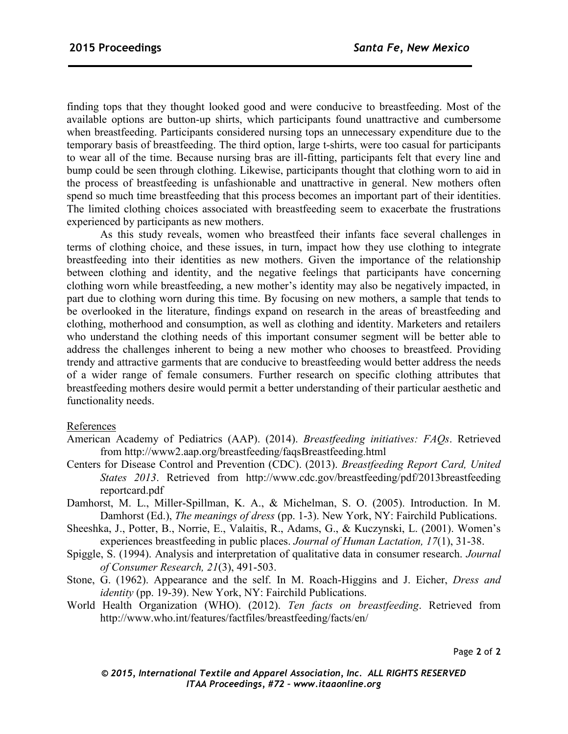finding tops that they thought looked good and were conducive to breastfeeding. Most of the available options are button-up shirts, which participants found unattractive and cumbersome when breastfeeding. Participants considered nursing tops an unnecessary expenditure due to the temporary basis of breastfeeding. The third option, large t-shirts, were too casual for participants to wear all of the time. Because nursing bras are ill-fitting, participants felt that every line and bump could be seen through clothing. Likewise, participants thought that clothing worn to aid in the process of breastfeeding is unfashionable and unattractive in general. New mothers often spend so much time breastfeeding that this process becomes an important part of their identities. The limited clothing choices associated with breastfeeding seem to exacerbate the frustrations experienced by participants as new mothers.

As this study reveals, women who breastfeed their infants face several challenges in terms of clothing choice, and these issues, in turn, impact how they use clothing to integrate breastfeeding into their identities as new mothers. Given the importance of the relationship between clothing and identity, and the negative feelings that participants have concerning clothing worn while breastfeeding, a new mother's identity may also be negatively impacted, in part due to clothing worn during this time. By focusing on new mothers, a sample that tends to be overlooked in the literature, findings expand on research in the areas of breastfeeding and clothing, motherhood and consumption, as well as clothing and identity. Marketers and retailers who understand the clothing needs of this important consumer segment will be better able to address the challenges inherent to being a new mother who chooses to breastfeed. Providing trendy and attractive garments that are conducive to breastfeeding would better address the needs of a wider range of female consumers. Further research on specific clothing attributes that breastfeeding mothers desire would permit a better understanding of their particular aesthetic and functionality needs.

## References

American Academy of Pediatrics (AAP). (2014). *Breastfeeding initiatives: FAQs*. Retrieved from http://www2.aap.org/breastfeeding/faqsBreastfeeding.html

Centers for Disease Control and Prevention (CDC). (2013). *Breastfeeding Report Card, United States 2013*. Retrieved from http://www.cdc.gov/breastfeeding/pdf/2013breastfeeding reportcard.pdf

Damhorst, M. L., Miller-Spillman, K. A., & Michelman, S. O. (2005). Introduction. In M. Damhorst (Ed.), *The meanings of dress* (pp. 1-3). New York, NY: Fairchild Publications.

Sheeshka, J., Potter, B., Norrie, E., Valaitis, R., Adams, G., & Kuczynski, L. (2001). Women's experiences breastfeeding in public places. *Journal of Human Lactation, 17*(1), 31-38.

Spiggle, S. (1994). Analysis and interpretation of qualitative data in consumer research. *Journal of Consumer Research, 21*(3), 491-503.

Stone, G. (1962). Appearance and the self. In M. Roach-Higgins and J. Eicher, *Dress and identity* (pp. 19-39). New York, NY: Fairchild Publications.

World Health Organization (WHO). (2012). *Ten facts on breastfeeding*. Retrieved from http://www.who.int/features/factfiles/breastfeeding/facts/en/